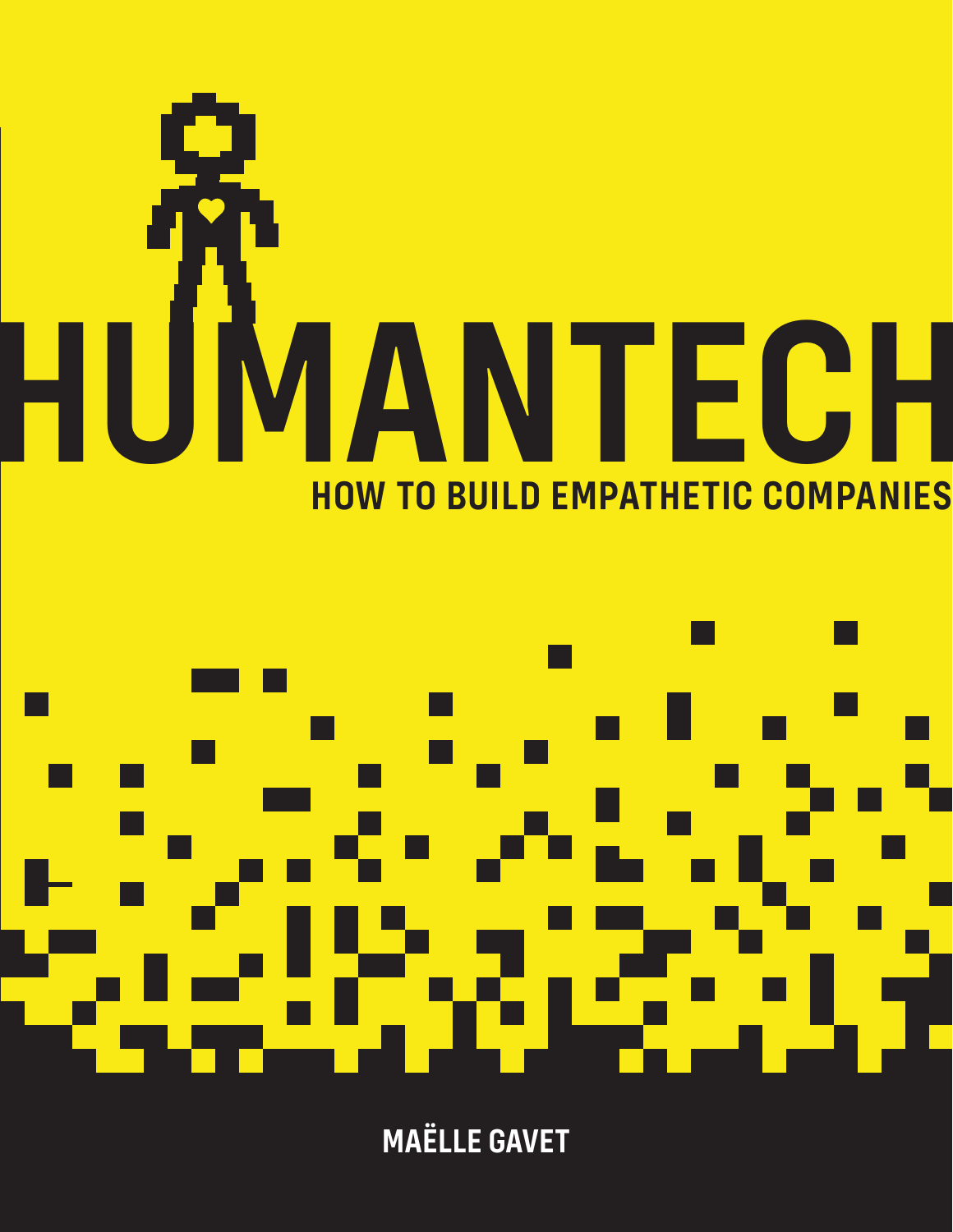# HUMANTECH

## HOW TO BUILD EMPATHETIC COMPANIES

MAËLLE GAVET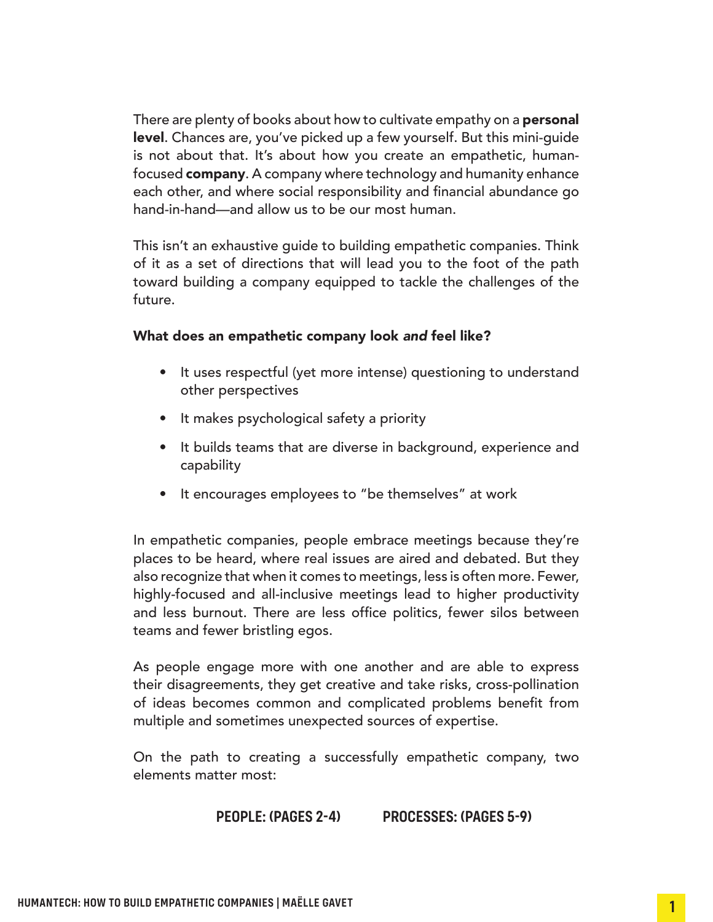There are plenty of books about how to cultivate empathy on a **personal level**. Chances are, you've picked up a few yourself. But this mini-guide is not about that. It's about how you create an empathetic, human-focused **company**. A company where technology and humanity enhance each other, and where social responsibility and financial abundance go hand-in-hand—and allow us to be our most human.

This isn't an exhaustive guide to building empathetic companies. Think of it as a set of directions that will lead you to the foot of the path toward building a company equipped to tackle the challenges of the future.

### What does an empathetic company look *and* feel like?

- It uses respectful (yet more intense) questioning to understand other perspectives
- It makes psychological safety a priority
- It builds teams that are diverse in background, experience and capability
- It encourages employees to "be themselves" at work

In empathetic companies, people embrace meetings because they're places to be heard, where real issues are aired and debated. But they also recognize that when it comes to meetings, less is often more. Fewer, highly-focused and all-inclusive meetings lead to higher productivity and less burnout. There are less office politics, fewer silos between teams and fewer bristling egos.

As people engage more with one another and are able to express their disagreements, they get creative and take risks, cross-pollination of ideas becomes common and complicated problems benefit from multiple and sometimes unexpected sources of expertise.

On the path to creating a successfully empathetic company, two elements matter most:

**PEOPLE: (PAGES 2-4)** **PROCESSES: (PAGES 5-9)**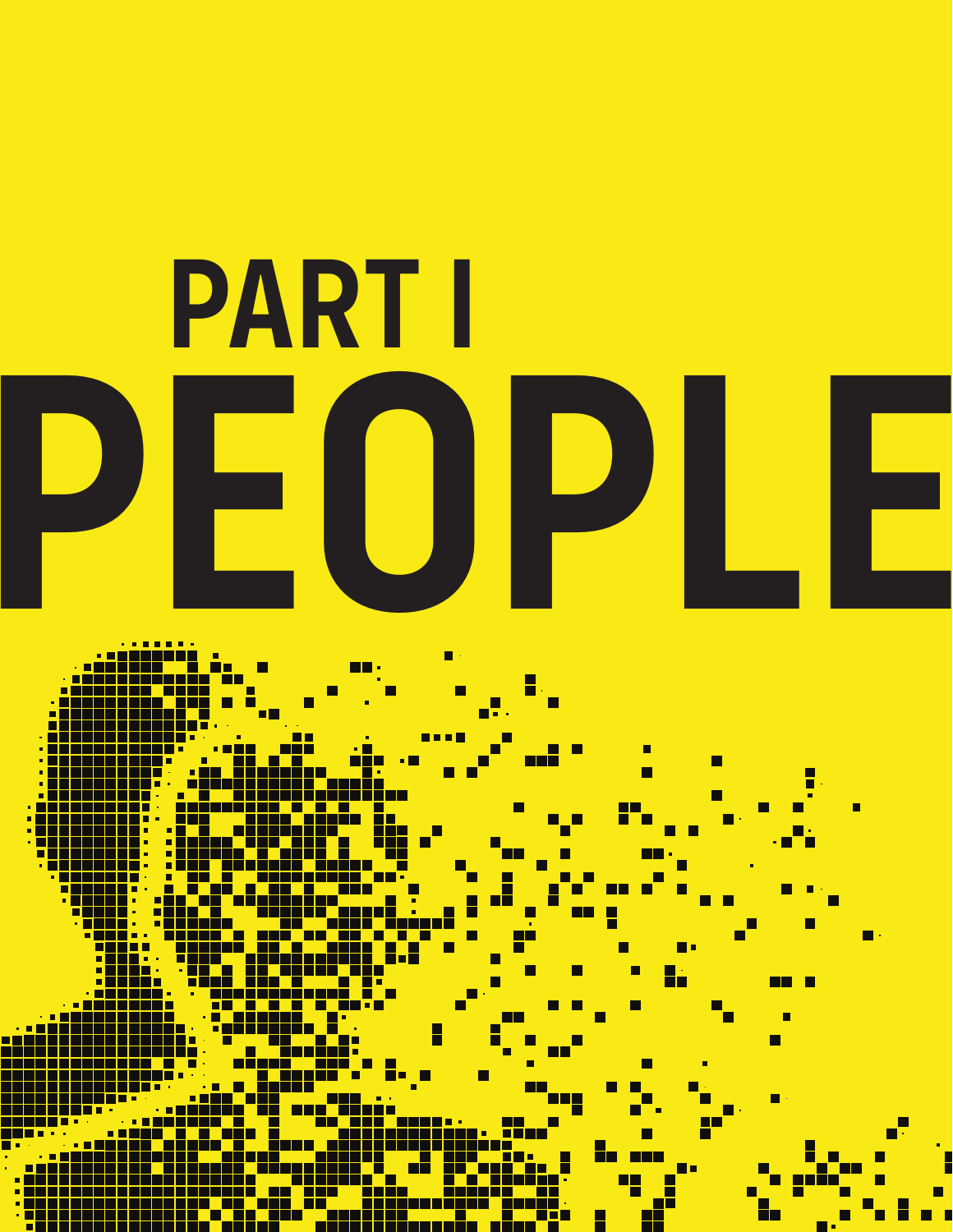# PART I

# PEOPLE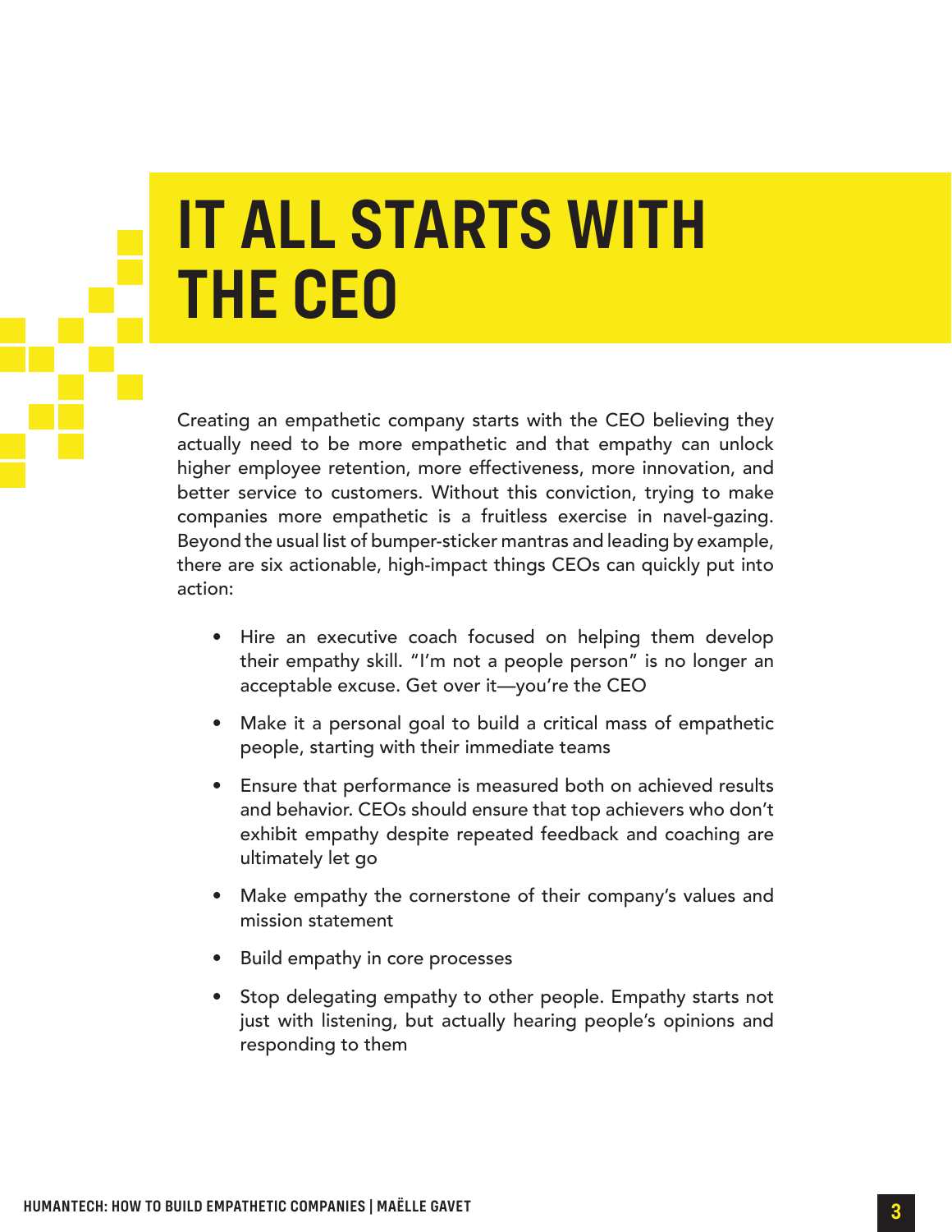# IT ALL STARTS WITH THE CEO

Creating an empathetic company starts with the CEO believing they actually need to be more empathetic and that empathy can unlock higher employee retention, more effectiveness, more innovation, and better service to customers. Without this conviction, trying to make companies more empathetic is a fruitless exercise in navel-gazing. Beyond the usual list of bumper-sticker mantras and leading by example, there are six actionable, high-impact things CEOs can quickly put into action:

- Hire an executive coach focused on helping them develop their empathy skill. "I'm not a people person" is no longer an acceptable excuse. Get over it—you're the CEO
- Make it a personal goal to build a critical mass of empathetic people, starting with their immediate teams
- Ensure that performance is measured both on achieved results and behavior. CEOs should ensure that top achievers who don't exhibit empathy despite repeated feedback and coaching are ultimately let go
- Make empathy the cornerstone of their company's values and mission statement
- Build empathy in core processes
- Stop delegating empathy to other people. Empathy starts not just with listening, but actually hearing people's opinions and responding to them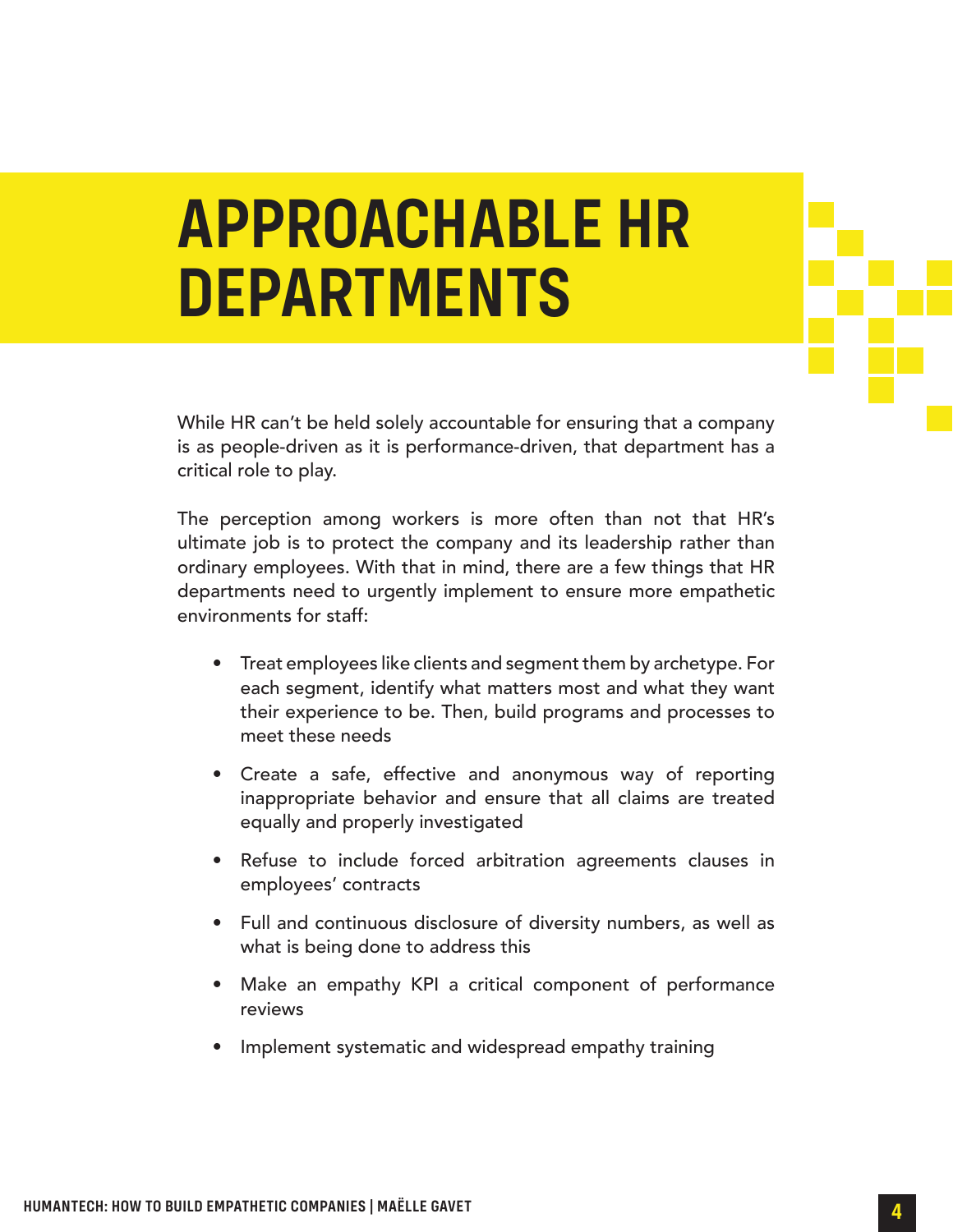# APPROACHABLE HR DEPARTMENTS

While HR can't be held solely accountable for ensuring that a company is as people-driven as it is performance-driven, that department has a critical role to play.

The perception among workers is more often than not that HR's ultimate job is to protect the company and its leadership rather than ordinary employees. With that in mind, there are a few things that HR departments need to urgently implement to ensure more empathetic environments for staff:

- Treat employees like clients and segment them by archetype. For each segment, identify what matters most and what they want their experience to be. Then, build programs and processes to meet these needs
- Create a safe, effective and anonymous way of reporting inappropriate behavior and ensure that all claims are treated equally and properly investigated
- Refuse to include forced arbitration agreements clauses in employees' contracts
- Full and continuous disclosure of diversity numbers, as well as what is being done to address this
- Make an empathy KPI a critical component of performance reviews
- Implement systematic and widespread empathy training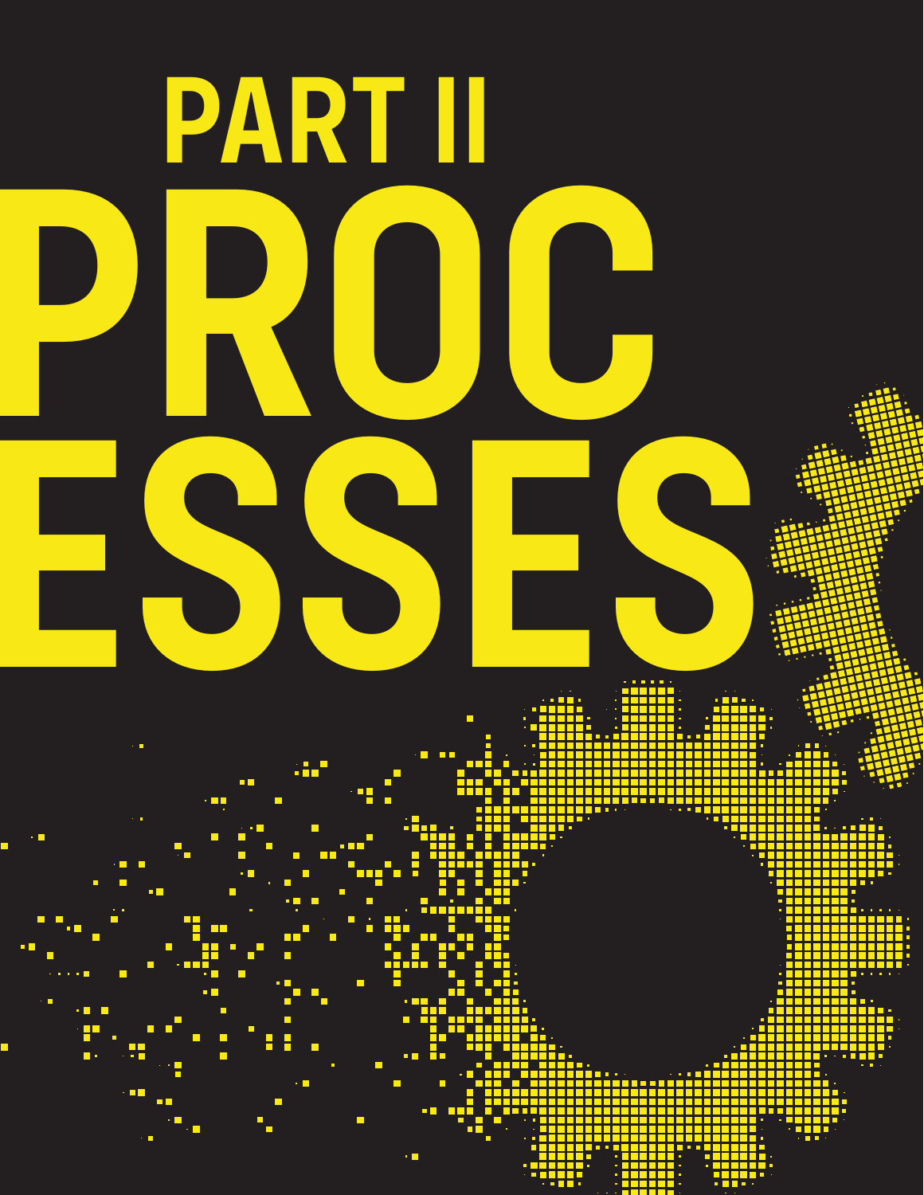# PART II

# PROCESSES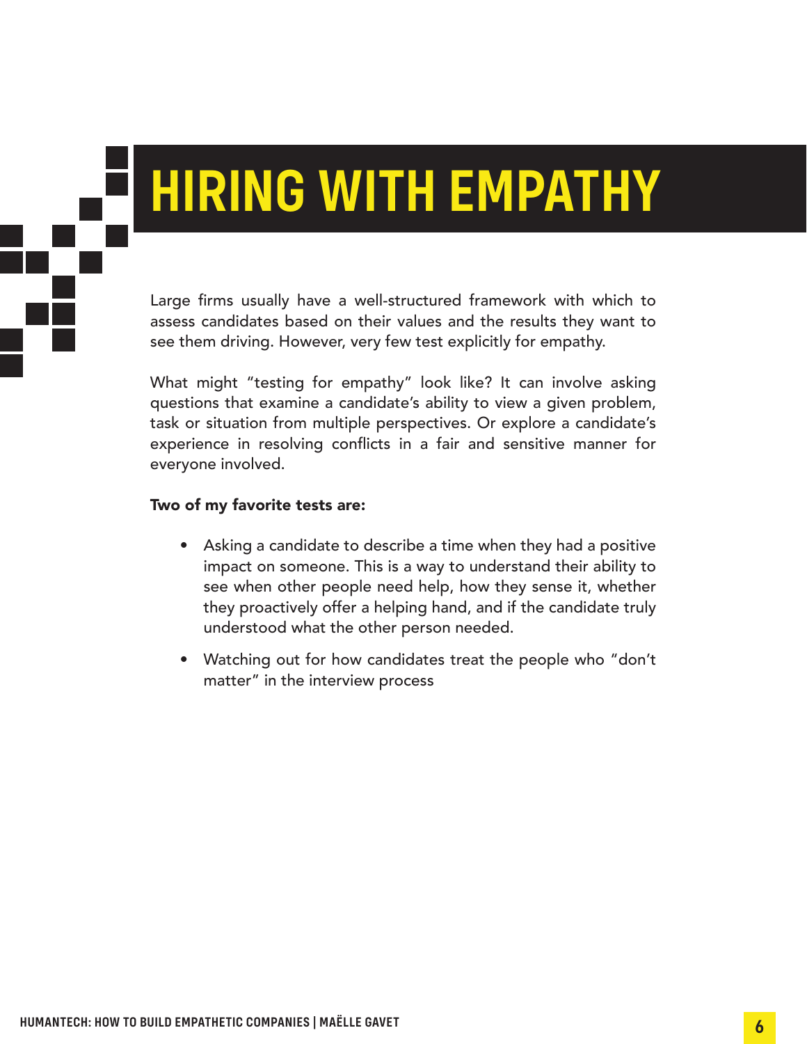# HIRING WITH EMPATHY

Large firms usually have a well-structured framework with which to assess candidates based on their values and the results they want to see them driving. However, very few test explicitly for empathy.

What might "testing for empathy" look like? It can involve asking questions that examine a candidate's ability to view a given problem, task or situation from multiple perspectives. Or explore a candidate's experience in resolving conflicts in a fair and sensitive manner for everyone involved.

**Two of my favorite tests are:**

- Asking a candidate to describe a time when they had a positive impact on someone. This is a way to understand their ability to see when other people need help, how they sense it, whether they proactively offer a helping hand, and if the candidate truly understood what the other person needed.
- Watching out for how candidates treat the people who "don't matter" in the interview process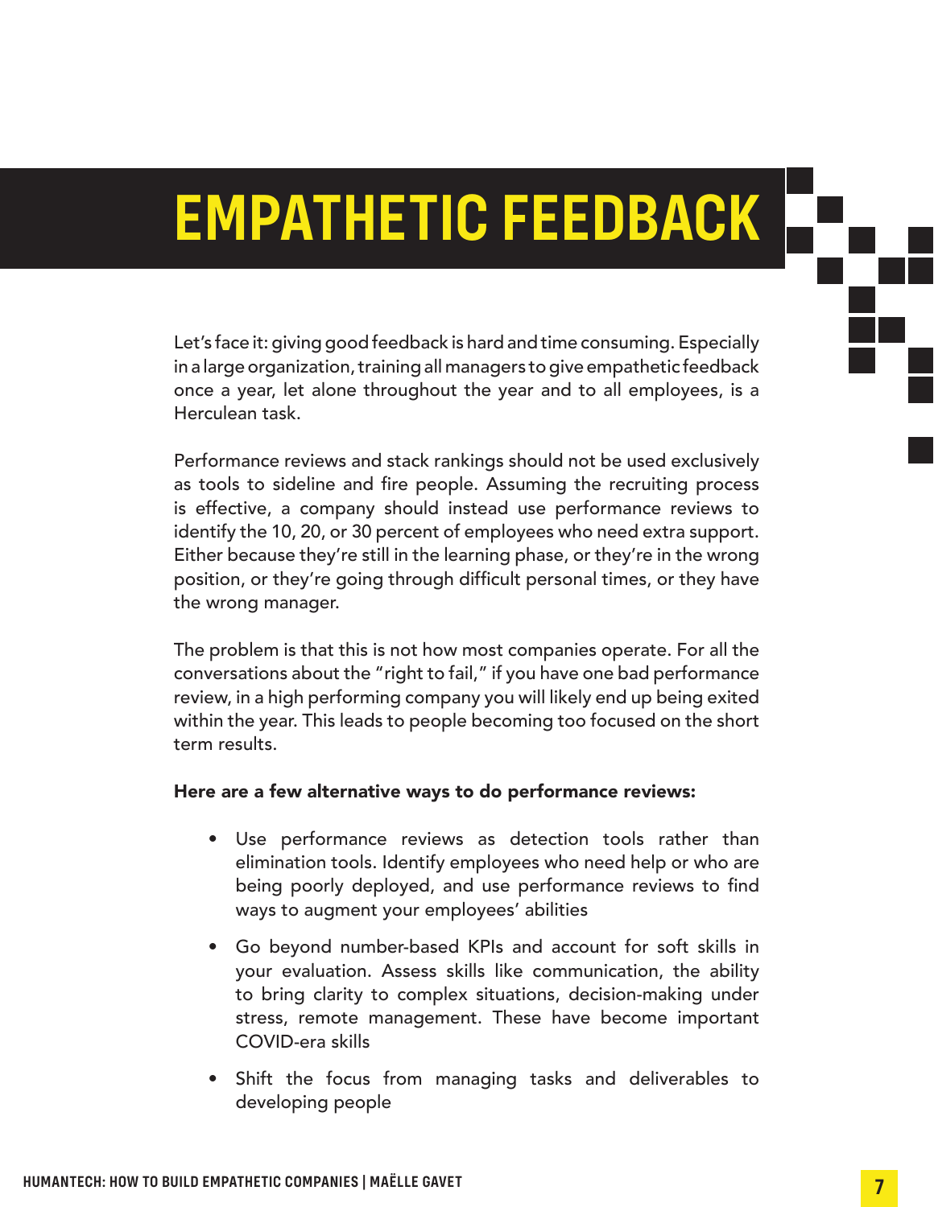# EMPATHETIC FEEDBACK

Let's face it: giving good feedback is hard and time consuming. Especially in a large organization, training all managers to give empathetic feedback once a year, let alone throughout the year and to all employees, is a Herculean task.

Performance reviews and stack rankings should not be used exclusively as tools to sideline and fire people. Assuming the recruiting process is effective, a company should instead use performance reviews to identify the 10, 20, or 30 percent of employees who need extra support. Either because they're still in the learning phase, or they're in the wrong position, or they're going through difficult personal times, or they have the wrong manager.

The problem is that this is not how most companies operate. For all the conversations about the "right to fail," if you have one bad performance review, in a high performing company you will likely end up being exited within the year. This leads to people becoming too focused on the short term results.

**Here are a few alternative ways to do performance reviews:**

- Use performance reviews as detection tools rather than elimination tools. Identify employees who need help or who are being poorly deployed, and use performance reviews to find ways to augment your employees' abilities
- Go beyond number-based KPIs and account for soft skills in your evaluation. Assess skills like communication, the ability to bring clarity to complex situations, decision-making under stress, remote management. These have become important COVID-era skills
- Shift the focus from managing tasks and deliverables to developing people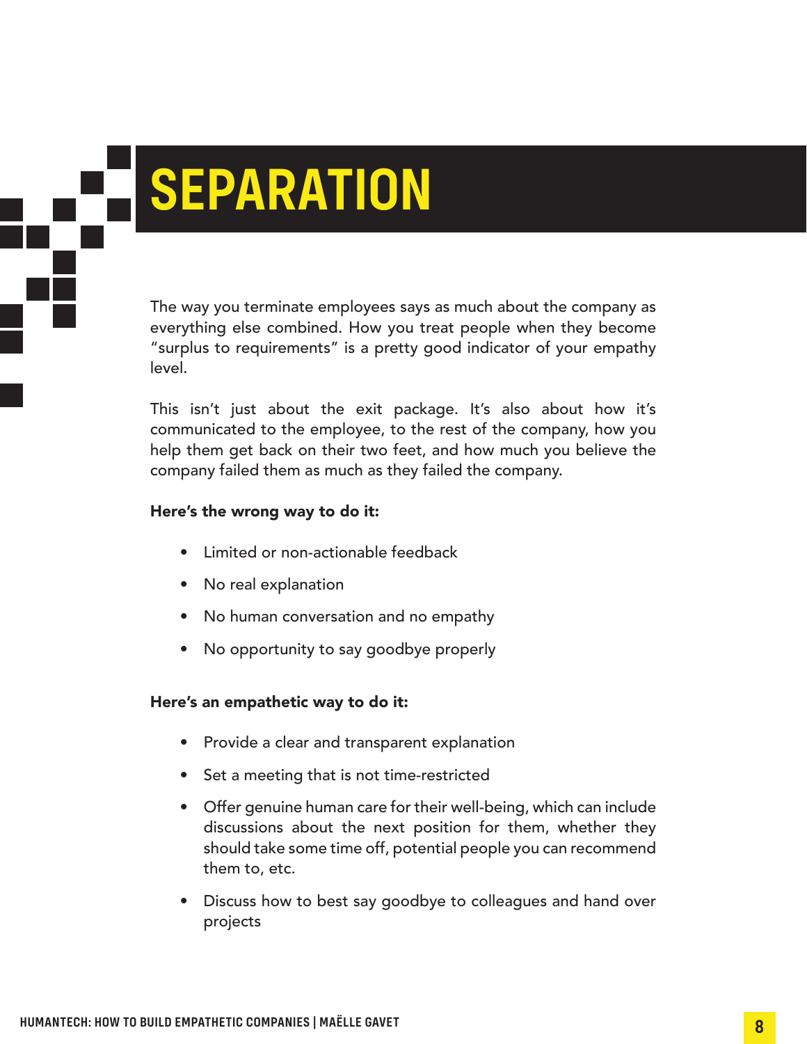# SEPARATION

The way you terminate employees says as much about the company as everything else combined. How you treat people when they become "surplus to requirements" is a pretty good indicator of your empathy level.

This isn't just about the exit package. It's also about how it's communicated to the employee, to the rest of the company, how you help them get back on their two feet, and how much you believe the company failed them as much as they failed the company.

**Here's the wrong way to do it:**

- Limited or non-actionable feedback
- No real explanation
- No human conversation and no empathy
- No opportunity to say goodbye properly

**Here's an empathetic way to do it:**

- Provide a clear and transparent explanation
- Set a meeting that is not time-restricted
- Offer genuine human care for their well-being, which can include discussions about the next position for them, whether they should take some time off, potential people you can recommend them to, etc.
- Discuss how to best say goodbye to colleagues and hand over projects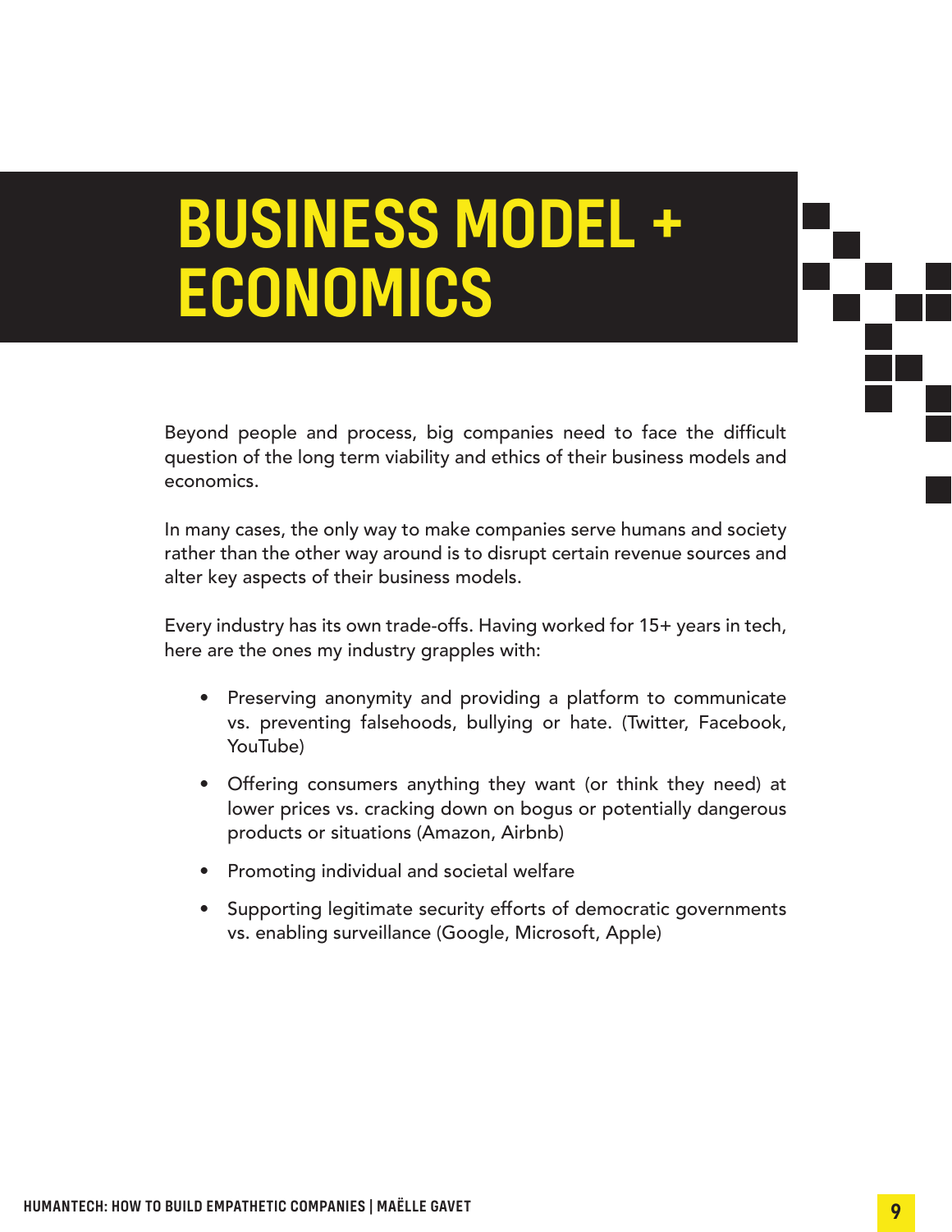# BUSINESS MODEL + ECONOMICS

Beyond people and process, big companies need to face the difficult question of the long term viability and ethics of their business models and economics.

In many cases, the only way to make companies serve humans and society rather than the other way around is to disrupt certain revenue sources and alter key aspects of their business models.

Every industry has its own trade-offs. Having worked for 15+ years in tech, here are the ones my industry grapples with:

- Preserving anonymity and providing a platform to communicate vs. preventing falsehoods, bullying or hate. (Twitter, Facebook, YouTube)
- Offering consumers anything they want (or think they need) at lower prices vs. cracking down on bogus or potentially dangerous products or situations (Amazon, Airbnb)
- Promoting individual and societal welfare
- Supporting legitimate security efforts of democratic governments vs. enabling surveillance (Google, Microsoft, Apple)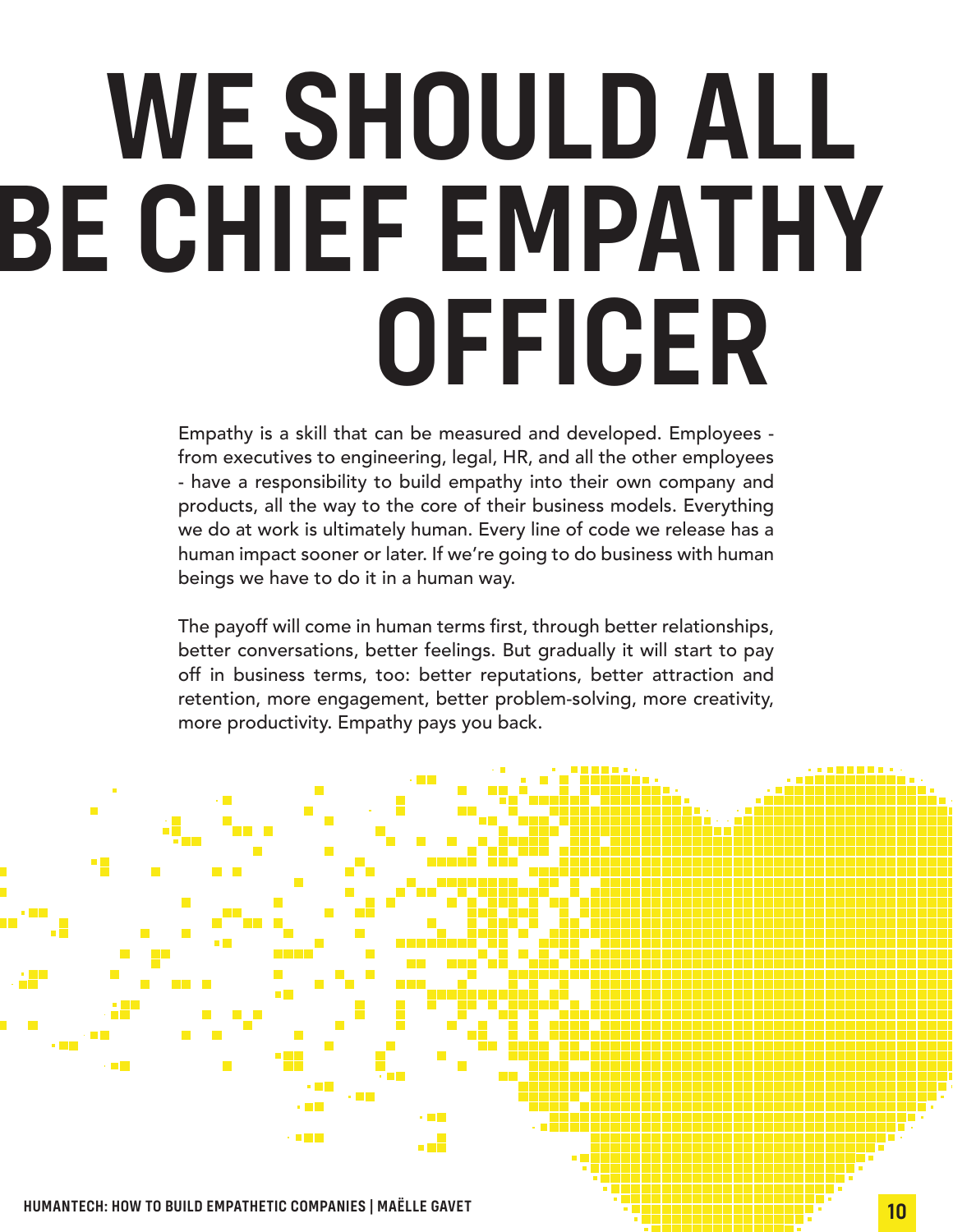# WE SHOULD ALL BE CHIEF EMPATHY OFFICER

Empathy is a skill that can be measured and developed. Employees - from executives to engineering, legal, HR, and all the other employees - have a responsibility to build empathy into their own company and products, all the way to the core of their business models. Everything we do at work is ultimately human. Every line of code we release has a human impact sooner or later. If we're going to do business with human beings we have to do it in a human way.

The payoff will come in human terms first, through better relationships, better conversations, better feelings. But gradually it will start to pay off in business terms, too: better reputations, better attraction and retention, more engagement, better problem-solving, more creativity, more productivity. Empathy pays you back.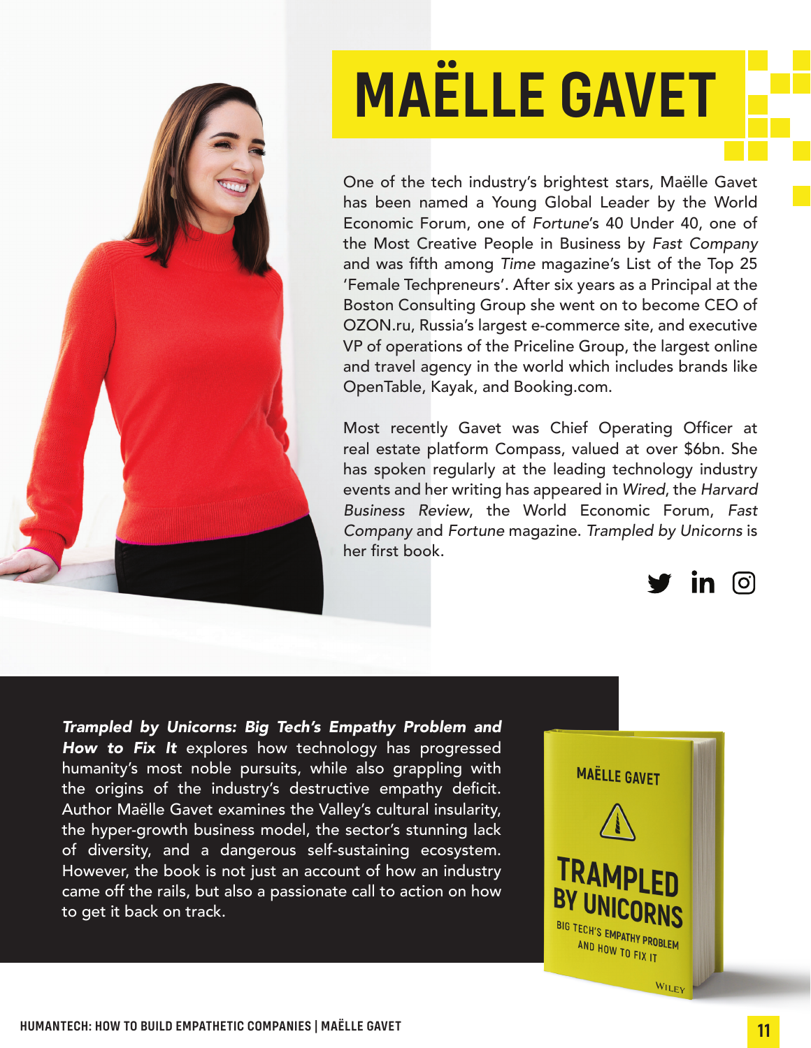# MAËLLE GAVET

One of the tech industry's brightest stars, Maëlle Gavet has been named a Young Global Leader by the World Economic Forum, one of *Fortune*'s 40 Under 40, one of the Most Creative People in Business by *Fast Company* and was fifth among *Time* magazine's List of the Top 25 'Female Techpreneurs'. After six years as a Principal at the Boston Consulting Group she went on to become CEO of OZON.ru, Russia's largest e-commerce site, and executive VP of operations of the Priceline Group, the largest online and travel agency in the world which includes brands like OpenTable, Kayak, and Booking.com.

Most recently Gavet was Chief Operating Officer at real estate platform Compass, valued at over $6bn. She has spoken regularly at the leading technology industry events and her writing has appeared in *Wired*, the *Harvard Business Review*, the World Economic Forum, *Fast Company* and *Fortune* magazine. *Trampled by Unicorns* is her first book.

***Trampled by Unicorns: Big Tech's Empathy Problem and How to Fix It*** explores how technology has progressed humanity's most noble pursuits, while also grappling with the origins of the industry's destructive empathy deficit. Author Maëlle Gavet examines the Valley's cultural insularity, the hyper-growth business model, the sector's stunning lack of diversity, and a dangerous self-sustaining ecosystem. However, the book is not just an account of how an industry came off the rails, but also a passionate call to action on how to get it back on track.